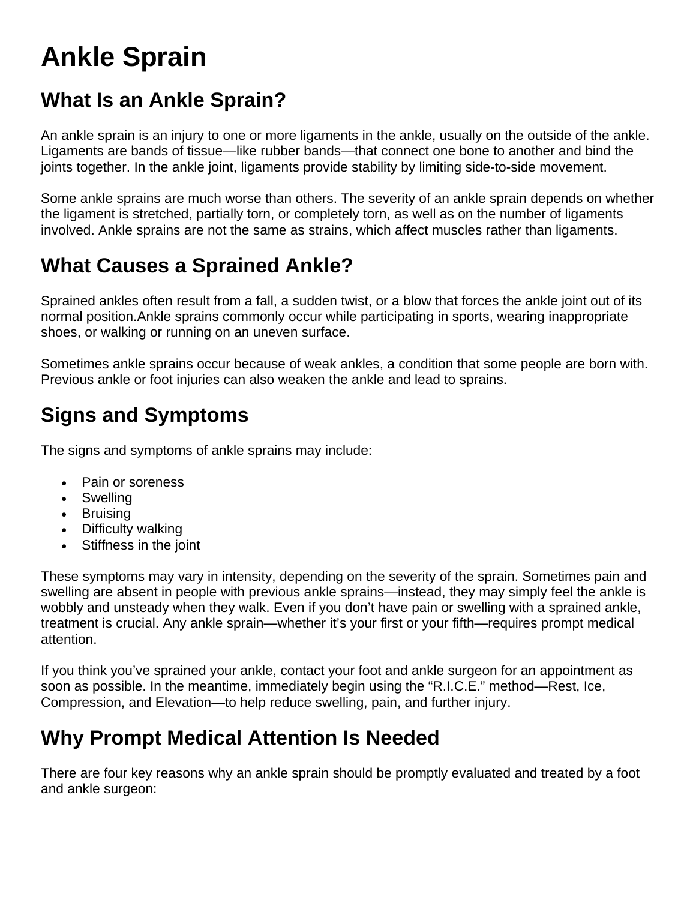# Ankle Sprain

## What Is an Ankle Sprain?

An ankle sprain is an injury to one or more ligaments in the ankle, usually on the outside of the ankle. Ligaments are bands of tissue—like rubber bands—that connect one bone to another and bind the joints together. In the ankle joint, ligaments provide stability by limiting side-to-side movement.

Some ankle sprains are much worse than others. The severity of an ankle sprain depends on whether the ligament is stretched, partially torn, or completely torn, as well as on the number of ligaments involved. Ankle sprains are not the same as strains, which affect muscles rather than ligaments.

## What Causes a Sprained Ankle?

Sprained ankles often result from a fall, a sudden twist, or a blow that forces the ankle joint out of its normal position.Ankle sprains commonly occur while participating in sports, wearing inappropriate shoes, or walking or running on an uneven surface.

Sometimes ankle sprains occur because of weak ankles, a condition that some people are born with. Previous ankle or foot injuries can also weaken the ankle and lead to sprains.

## Signs and Symptoms

The signs and symptoms of ankle sprains may include:

- Pain or soreness
- Swelling
- Bruising
- Difficulty walking
- Stiffness in the joint

These symptoms may vary in intensity, depending on the severity of the sprain. Sometimes pain and swelling are absent in people with previous ankle sprains—instead, they may simply feel the ankle is wobbly and unsteady when they walk. Even if you don't have pain or swelling with a sprained ankle, treatment is crucial. Any ankle sprain—whether it's your first or your fifth—requires prompt medical attention.

If you think you've sprained your ankle, contact your foot and ankle surgeon for an appointment as soon as possible. In the meantime, immediately begin using the "R.I.C.E." method—Rest, Ice, Compression, and Elevation—to help reduce swelling, pain, and further injury.

## Why Prompt Medical Attention Is Needed

There are four key reasons why an ankle sprain should be promptly evaluated and treated by a foot and ankle surgeon: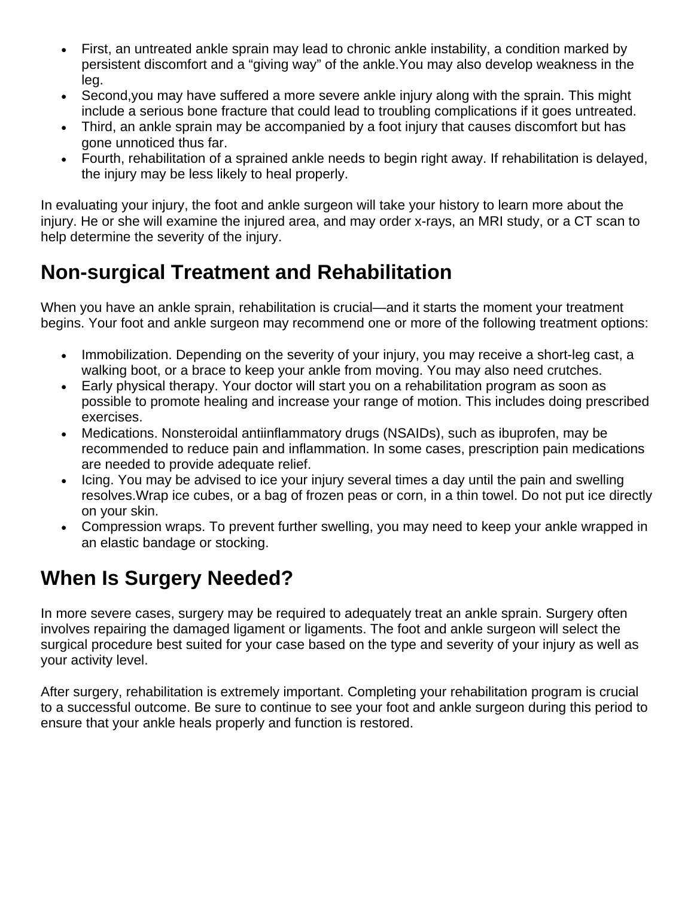- First, an untreated ankle sprain may lead to chronic ankle instability, a condition marked by persistent discomfort and a “giving way” of the ankle.You may also develop weakness in the leg.
- Second,you may have suffered a more severe ankle injury along with the sprain. This might include a serious bone fracture that could lead to troubling complications if it goes untreated.
- Third, an ankle sprain may be accompanied by a foot injury that causes discomfort but has gone unnoticed thus far.
- Fourth, rehabilitation of a sprained ankle needs to begin right away. If rehabilitation is delayed, the injury may be less likely to heal properly.

In evaluating your injury, the foot and ankle surgeon will take your history to learn more about the injury. He or she will examine the injured area, and may order x-rays, an MRI study, or a CT scan to help determine the severity of the injury.

## Non-surgical Treatment and Rehabilitation

When you have an ankle sprain, rehabilitation is crucial—and it starts the moment your treatment begins. Your foot and ankle surgeon may recommend one or more of the following treatment options:

- Immobilization. Depending on the severity of your injury, you may receive a short-leg cast, a walking boot, or a brace to keep your ankle from moving. You may also need crutches.
- Early physical therapy. Your doctor will start you on a rehabilitation program as soon as possible to promote healing and increase your range of motion. This includes doing prescribed exercises.
- Medications. Nonsteroidal antiinflammatory drugs (NSAIDs), such as ibuprofen, may be recommended to reduce pain and inflammation. In some cases, prescription pain medications are needed to provide adequate relief.
- Icing. You may be advised to ice your injury several times a day until the pain and swelling resolves.Wrap ice cubes, or a bag of frozen peas or corn, in a thin towel. Do not put ice directly on your skin.
- Compression wraps. To prevent further swelling, you may need to keep your ankle wrapped in an elastic bandage or stocking.

## When Is Surgery Needed?

In more severe cases, surgery may be required to adequately treat an ankle sprain. Surgery often involves repairing the damaged ligament or ligaments. The foot and ankle surgeon will select the surgical procedure best suited for your case based on the type and severity of your injury as well as your activity level.

After surgery, rehabilitation is extremely important. Completing your rehabilitation program is crucial to a successful outcome. Be sure to continue to see your foot and ankle surgeon during this period to ensure that your ankle heals properly and function is restored.